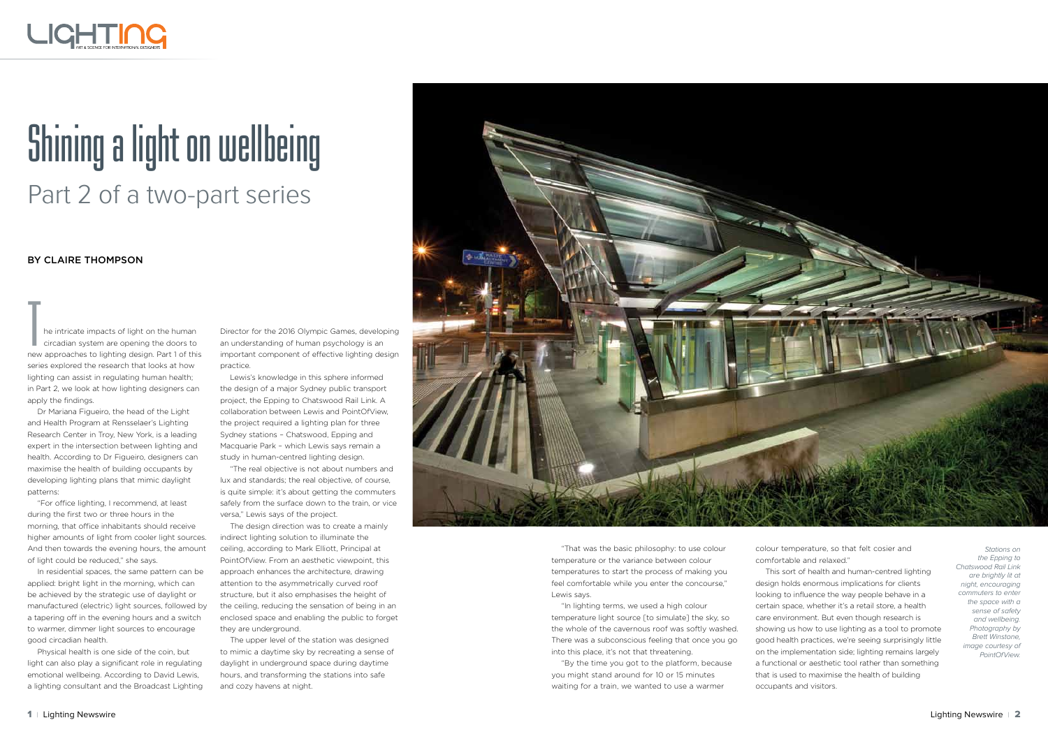# Shining a light on wellbeing

## Part 2 of a two-part series

**BY CLAIRE THOMPSON**

The intricate impacts of light on the human circadian system are opening the doors to new approaches to lighting design. Part 1 of this series explored the research that looks at how lighting can assist in regulating human health; in Part 2, we look at how lighting designers can apply the findings.

Dr Mariana Figueiro, the head of the Light and Health Program at Rensselaer's Lighting Research Center in Troy, New York, is a leading expert in the intersection between lighting and health. According to Dr Figueiro, designers can maximise the health of building occupants by developing lighting plans that mimic daylight patterns:

"For office lighting, I recommend, at least during the first two or three hours in the morning, that office inhabitants should receive higher amounts of light from cooler light sources. And then towards the evening hours, the amount of light could be reduced," she says.

In residential spaces, the same pattern can be applied: bright light in the morning, which can be achieved by the strategic use of daylight or manufactured (electric) light sources, followed by a tapering off in the evening hours and a switch to warmer, dimmer light sources to encourage good circadian health.

Physical health is one side of the coin, but light can also play a significant role in regulating emotional wellbeing. According to David Lewis, a lighting consultant and the Broadcast Lighting Director for the 2016 Olympic Games, developing an understanding of human psychology is an important component of effective lighting design practice.

Lewis's knowledge in this sphere informed the design of a major Sydney public transport project, the Epping to Chatswood Rail Link. A collaboration between Lewis and PointOfView, the project required a lighting plan for three Sydney stations – Chatswood, Epping and Macquarie Park – which Lewis says remain a study in human-centred lighting design.

"The real objective is not about numbers and lux and standards; the real objective, of course, is quite simple: it's about getting the commuters safely from the surface down to the train, or vice versa," Lewis says of the project.

The design direction was to create a mainly indirect lighting solution to illuminate the ceiling, according to Mark Elliott, Principal at PointOfView. From an aesthetic viewpoint, this approach enhances the architecture, drawing attention to the asymmetrically curved roof structure, but it also emphasises the height of the ceiling, reducing the sensation of being in an enclosed space and enabling the public to forget they are underground.

The upper level of the station was designed to mimic a daytime sky by recreating a sense of daylight in underground space during daytime hours, and transforming the stations into safe and cozy havens at night.

"That was the basic philosophy: to use colour temperature or the variance between colour temperatures to start the process of making you feel comfortable while you enter the concourse," Lewis says.

"In lighting terms, we used a high colour temperature light source [to simulate] the sky, so the whole of the cavernous roof was softly washed. There was a subconscious feeling that once you go into this place, it's not that threatening.

"By the time you got to the platform, because you might stand around for 10 or 15 minutes waiting for a train, we wanted to use a warmer colour temperature, so that felt cosier and comfortable and relaxed."

This sort of health and human-centred lighting design holds enormous implications for clients looking to influence the way people behave in a certain space, whether it's a retail store, a health care environment. But even though research is showing us how to use lighting as a tool to promote good health practices, we're seeing surprisingly little on the implementation side; lighting remains largely a functional or aesthetic tool rather than something that is used to maximise the health of building occupants and visitors.

*Stations on the Epping to Chatswood Rail Link are brightly lit at night, encouraging commuters to enter the space with a sense of safety and wellbeing. Photography by Brett Winstone, image courtesy of PointOfView.*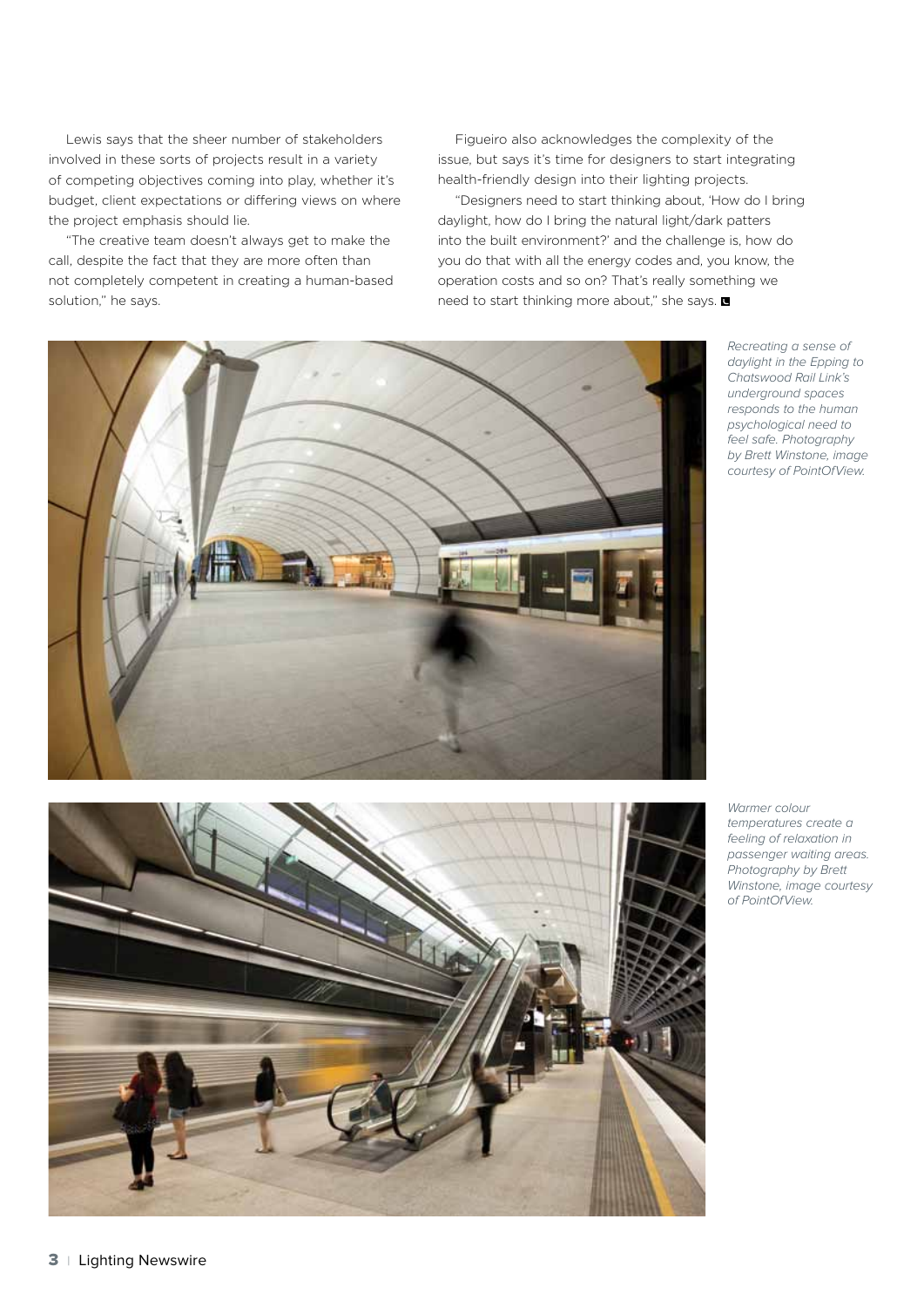Lewis says that the sheer number of stakeholders involved in these sorts of projects result in a variety of competing objectives coming into play, whether it's budget, client expectations or differing views on where the project emphasis should lie.

"The creative team doesn't always get to make the call, despite the fact that they are more often than not completely competent in creating a human-based solution," he says.

Figueiro also acknowledges the complexity of the issue, but says it's time for designers to start integrating health-friendly design into their lighting projects.

"Designers need to start thinking about, 'How do I bring daylight, how do I bring the natural light/dark patters into the built environment?' and the challenge is, how do you do that with all the energy codes and, you know, the operation costs and so on? That's really something we need to start thinking more about," she says.

*Recreating a sense of daylight in the Epping to Chatswood Rail Link's underground spaces responds to the human psychological need to feel safe. Photography by Brett Winstone, image courtesy of PointOfView.*

*Warmer colour temperatures create a feeling of relaxation in passenger waiting areas. Photography by Brett Winstone, image courtesy of PointOfView.*